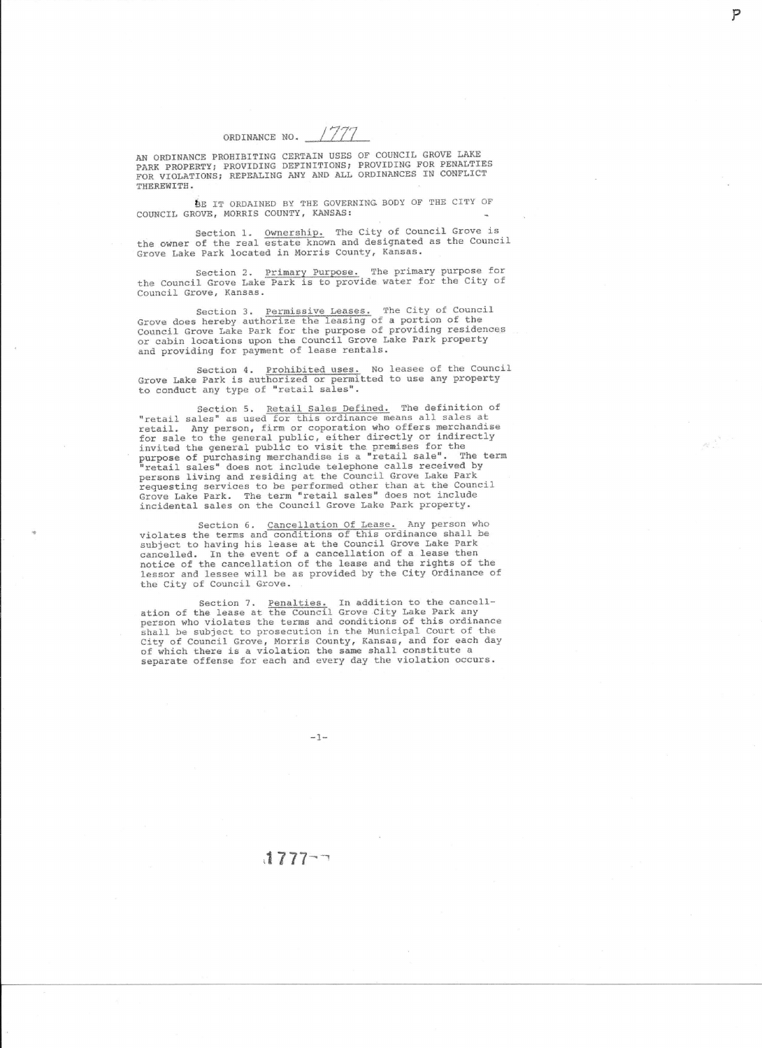# ORDINANCE NO. 1777

AN ORDINANCE PROHIBITING CERTAIN USES OF COUNCIL GROVE LAKE PARK PROPERTY; PROVIDING DEFINITIONS; PROVIDING FOR PENALTIES FOR VIOLATIONS; REPEALING ANY AND ALL ORDINANCES IN CONFLICT THEREWITH.

BE IT ORDAINED BY THE GOVERNING BODY OF THE CITY OF COUNCIL GROVE, MORRIS COUNTY, KANSAS:

Section 1. Ownership. The City of Council Grove is the owner of the real estate known and designated as the Council Grove Lake Park located in Morris County, Kansas.

Section 2. Primary Purpose. The primary purpose for the Council Grove Lake Park is to provide water for the City of Council Grove, Kansas.

Section 3. Permissive Leases. The City of Council Grove does hereby authorize the leasing of a portion of the Council Grove Lake Park for the purpose of providing residences or cabin locations upon the Council Grove Lake Park property and providing for payment of lease rentals.

Section 4. Prohibited uses. No leasee of the Council Grove Lake Park is authorized or permitted to use any property to conduct any type of "retail sales".

Section 5. Retail Sales Defined. The definition of "retail sales" as used for this ordinance means all sales at retail. Any person, firm or coporation who offers merchandise for sale to the general public, either directly or indirectly invited the general public to visit the premises for the purpose of purchasing merchandise is a "retail sale". The term "retail sales" does not include telephone calls received by persons living and residing at the Council Grove Lake Park requesting services to be performed other than at the Council Grove Lake Park. The term "retail sales" does not include incidental sales on the Council Grove Lake Park property.

Section 6. Cancellation Of Lease. Any person who violates the terms and conditions of this ordinance shall be subject to having his lease at the Council Grove Lake Park cancelled. In the event of a cancellation of a lease then notice of the cancellation of the lease and the rights of the lessor and lessee will be as provided by the City Ordinance of the City of Council Grove.

Section 7. Penalties. In addition to the cancellation of the lease at the Council Grove City Lake Park any person who violates the terms and conditions of this ordinance shall be subject to prosecution in the Municipal Court of the City of Council Grove, Morris County, Kansas, and for each day of which there is a violation the same shall constitute a separate offense for each and every day the violation occurs.

1777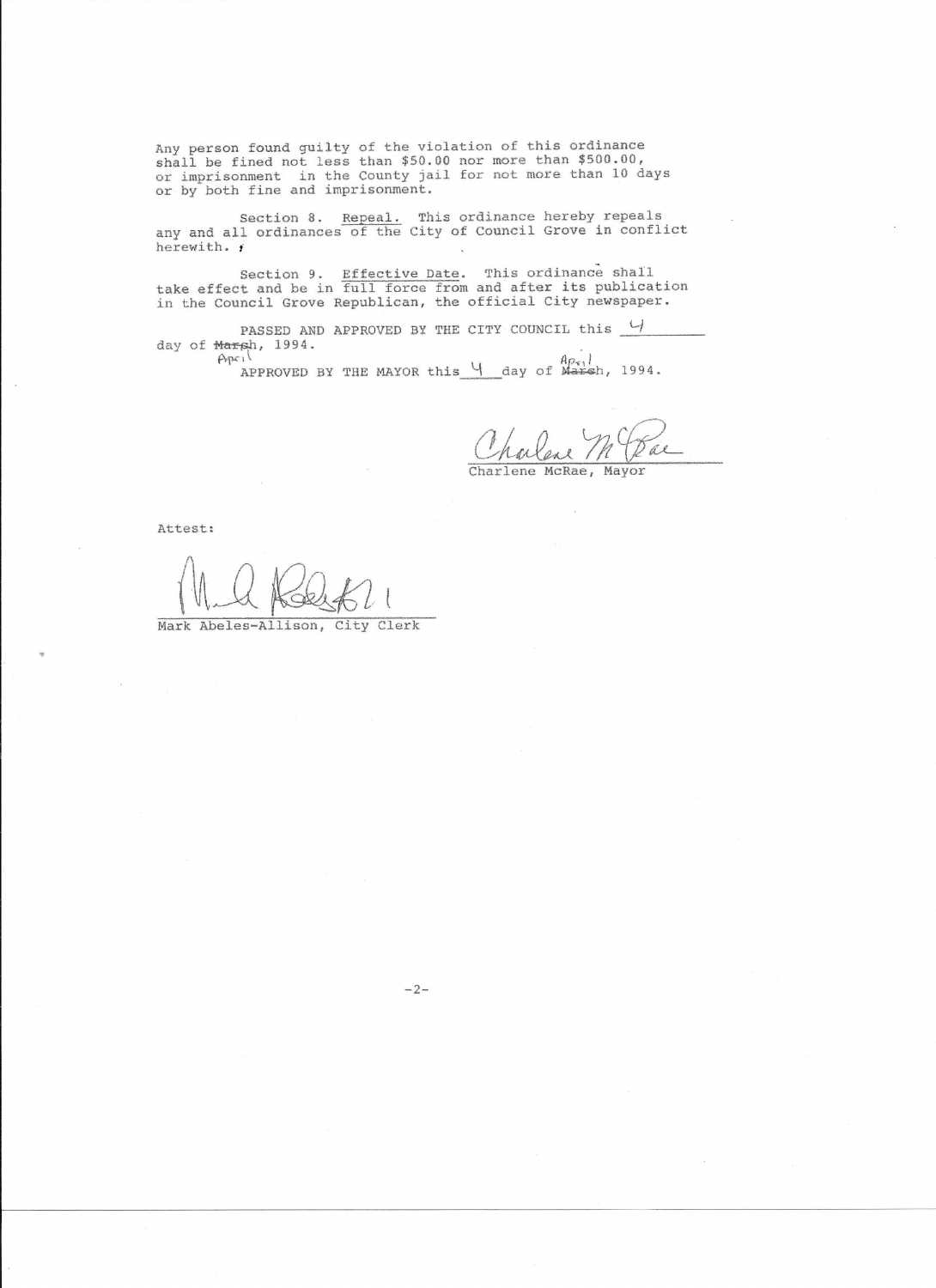Any person found guilty of the violation of this ordinance shall be fined not less than $50.00 nor more than $500.00, or imprisonment in the County jail for not more than 10 days or by both fine and imprisonment.

Section 8. Repeal. This ordinance hereby repeals any and all ordinances of the City of Council Grove in conflict herewith.

Section 9. Effective Date. This ordinance shall take effect and be in full force from and after its publication in the Council Grove Republican, the official City newspaper.

PASSED AND APPROVED BY THE CITY COUNCIL this 4 day of ~~March~~ April, 1994.

APPROVED BY THE MAYOR this 4 day of ~~March~~ April, 1994.

Charlene McRae, Mayor

Attest:

Mark Abeles-Allison, City Clerk